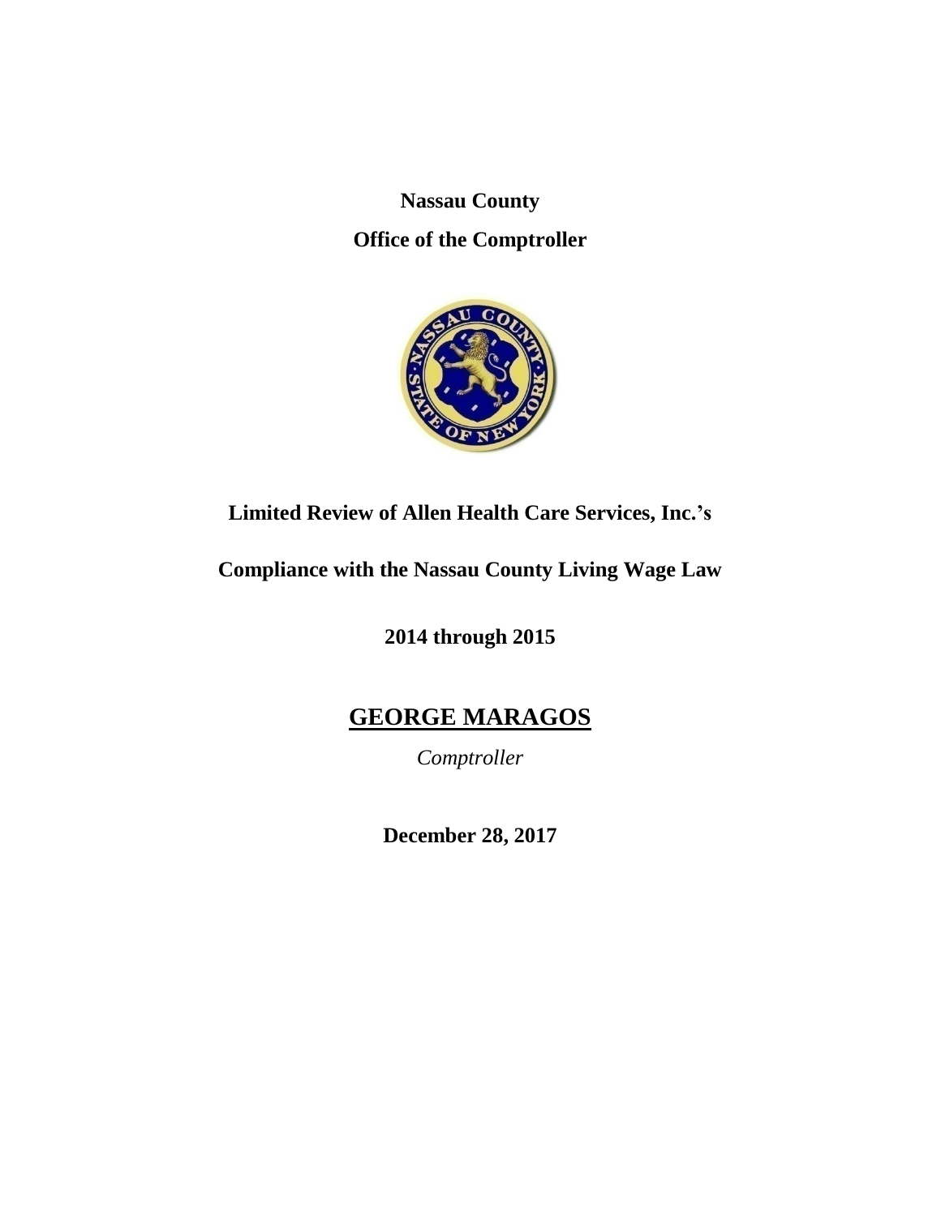**Nassau County**

**Office of the Comptroller**

# Limited Review of Allen Health Care Services, Inc.'s

# Compliance with the Nassau County Living Wage Law

**2014 through 2015**

## GEORGE MARAGOS

*Comptroller*

**December 28, 2017**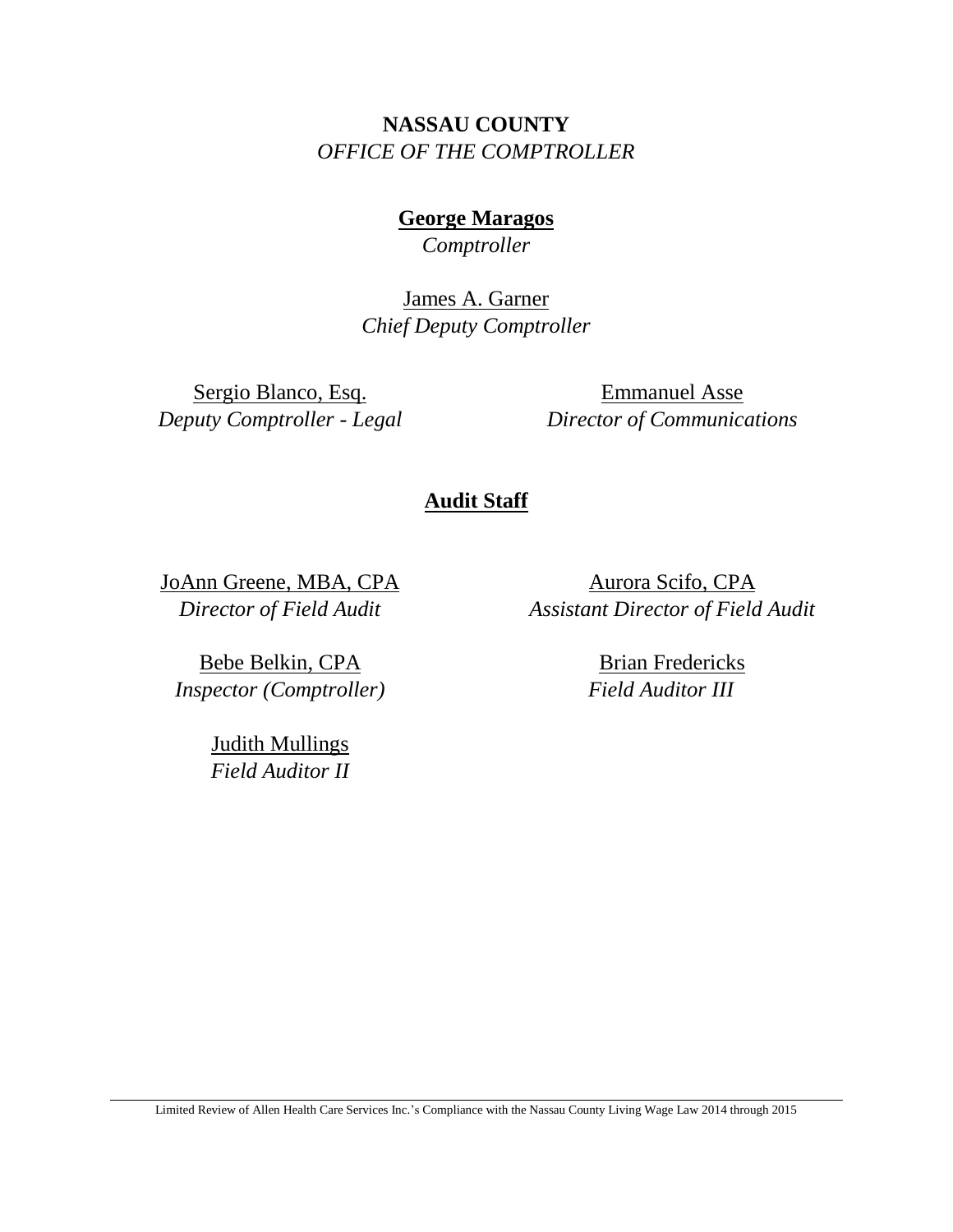**NASSAU COUNTY**
*OFFICE OF THE COMPTROLLER*

**George Maragos**
*Comptroller*

James A. Garner
*Chief Deputy Comptroller*

Sergio Blanco, Esq.
*Deputy Comptroller - Legal*

Emmanuel Asse
*Director of Communications*

## Audit Staff

JoAnn Greene, MBA, CPA
*Director of Field Audit*

Aurora Scifo, CPA
*Assistant Director of Field Audit*

Bebe Belkin, CPA
*Inspector (Comptroller)*

Brian Fredericks
*Field Auditor III*

Judith Mullings
*Field Auditor II*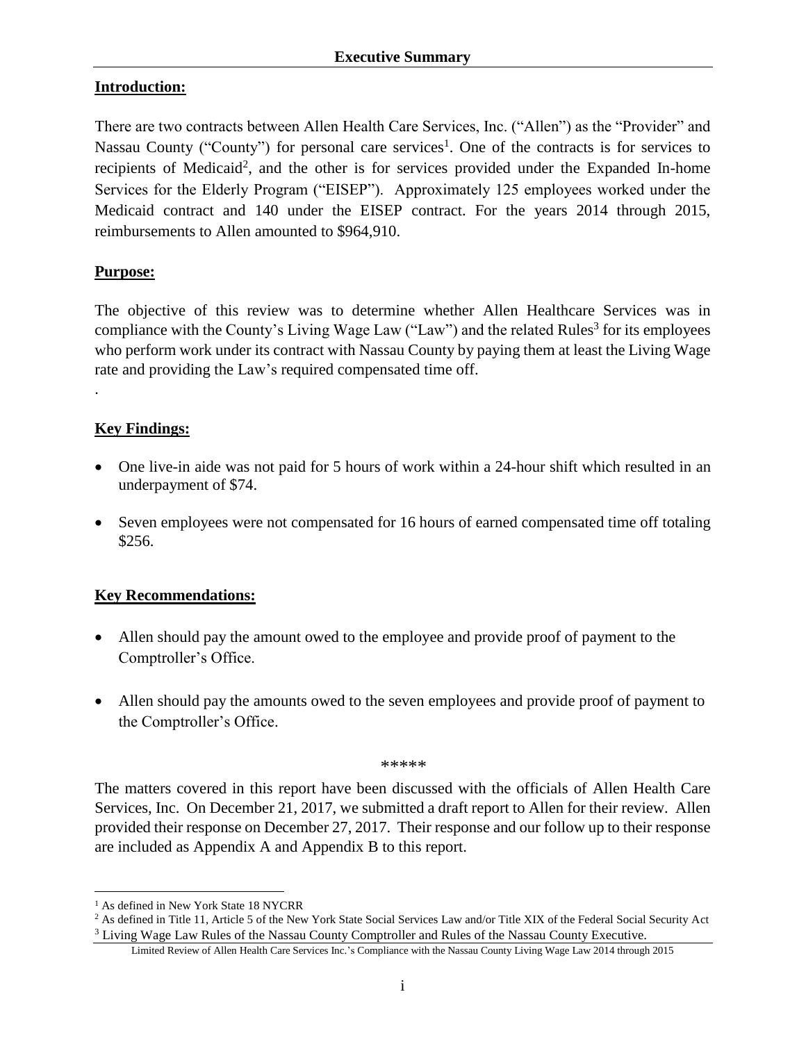## Executive Summary

**Introduction:**

There are two contracts between Allen Health Care Services, Inc. ("Allen") as the "Provider" and Nassau County ("County") for personal care services[1]. One of the contracts is for services to recipients of Medicaid[2], and the other is for services provided under the Expanded In-home Services for the Elderly Program ("EISEP"). Approximately 125 employees worked under the Medicaid contract and 140 under the EISEP contract. For the years 2014 through 2015, reimbursements to Allen amounted to $964,910.

**Purpose:**

The objective of this review was to determine whether Allen Healthcare Services was in compliance with the County's Living Wage Law ("Law") and the related Rules[3] for its employees who perform work under its contract with Nassau County by paying them at least the Living Wage rate and providing the Law's required compensated time off.

.

**Key Findings:**

- One live-in aide was not paid for 5 hours of work within a 24-hour shift which resulted in an underpayment of $74.
- Seven employees were not compensated for 16 hours of earned compensated time off totaling $256.

**Key Recommendations:**

- Allen should pay the amount owed to the employee and provide proof of payment to the Comptroller's Office.
- Allen should pay the amounts owed to the seven employees and provide proof of payment to the Comptroller's Office.

*****

The matters covered in this report have been discussed with the officials of Allen Health Care Services, Inc. On December 21, 2017, we submitted a draft report to Allen for their review. Allen provided their response on December 27, 2017. Their response and our follow up to their response are included as Appendix A and Appendix B to this report.

---

[1] As defined in New York State 18 NYCRR

[2] As defined in Title 11, Article 5 of the New York State Social Services Law and/or Title XIX of the Federal Social Security Act

[3] Living Wage Law Rules of the Nassau County Comptroller and Rules of the Nassau County Executive.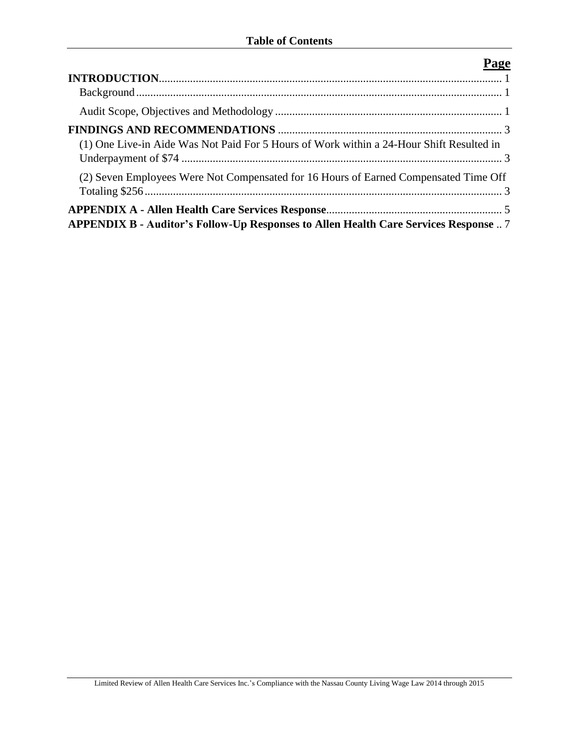# Table of Contents

| | Page |
|---|---|
| **INTRODUCTION** | 1 |
| Background | 1 |
| Audit Scope, Objectives and Methodology | 1 |
| **FINDINGS AND RECOMMENDATIONS** | 3 |
| (1) One Live-in Aide Was Not Paid For 5 Hours of Work within a 24-Hour Shift Resulted in Underpayment of $74 | 3 |
| (2) Seven Employees Were Not Compensated for 16 Hours of Earned Compensated Time Off Totaling $256 | 3 |
| **APPENDIX A - Allen Health Care Services Response** | 5 |
| **APPENDIX B - Auditor's Follow-Up Responses to Allen Health Care Services Response** | 7 |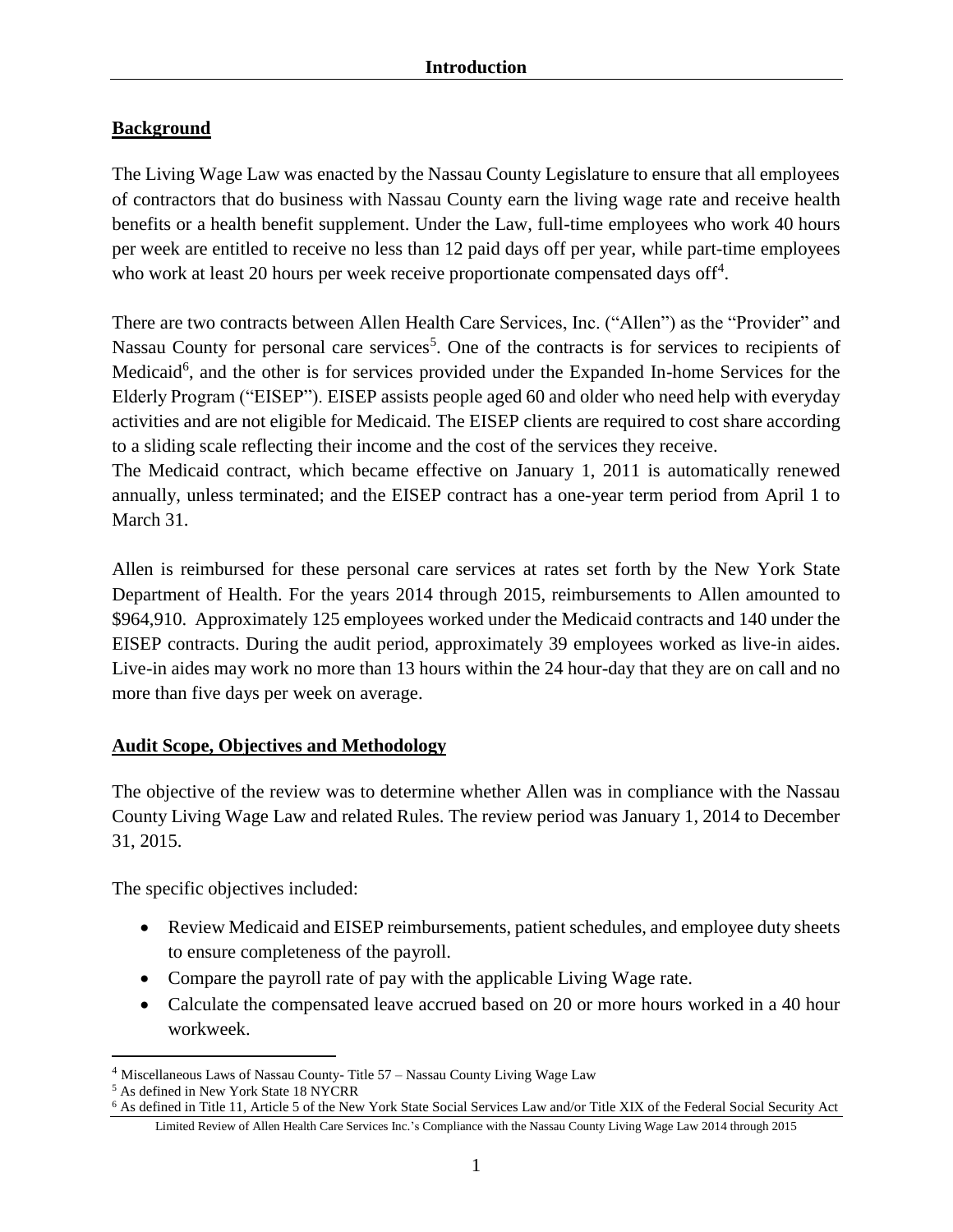# Introduction

## Background

The Living Wage Law was enacted by the Nassau County Legislature to ensure that all employees of contractors that do business with Nassau County earn the living wage rate and receive health benefits or a health benefit supplement. Under the Law, full-time employees who work 40 hours per week are entitled to receive no less than 12 paid days off per year, while part-time employees who work at least 20 hours per week receive proportionate compensated days off[4].

There are two contracts between Allen Health Care Services, Inc. ("Allen") as the "Provider" and Nassau County for personal care services[5]. One of the contracts is for services to recipients of Medicaid[6], and the other is for services provided under the Expanded In-home Services for the Elderly Program ("EISEP"). EISEP assists people aged 60 and older who need help with everyday activities and are not eligible for Medicaid. The EISEP clients are required to cost share according to a sliding scale reflecting their income and the cost of the services they receive.

The Medicaid contract, which became effective on January 1, 2011 is automatically renewed annually, unless terminated; and the EISEP contract has a one-year term period from April 1 to March 31.

Allen is reimbursed for these personal care services at rates set forth by the New York State Department of Health. For the years 2014 through 2015, reimbursements to Allen amounted to \$964,910. Approximately 125 employees worked under the Medicaid contracts and 140 under the EISEP contracts. During the audit period, approximately 39 employees worked as live-in aides. Live-in aides may work no more than 13 hours within the 24 hour-day that they are on call and no more than five days per week on average.

## Audit Scope, Objectives and Methodology

The objective of the review was to determine whether Allen was in compliance with the Nassau County Living Wage Law and related Rules. The review period was January 1, 2014 to December 31, 2015.

The specific objectives included:

- Review Medicaid and EISEP reimbursements, patient schedules, and employee duty sheets to ensure completeness of the payroll.
- Compare the payroll rate of pay with the applicable Living Wage rate.
- Calculate the compensated leave accrued based on 20 or more hours worked in a 40 hour workweek.

---

[4] Miscellaneous Laws of Nassau County- Title 57 – Nassau County Living Wage Law

[5] As defined in New York State 18 NYCRR

[6] As defined in Title 11, Article 5 of the New York State Social Services Law and/or Title XIX of the Federal Social Security Act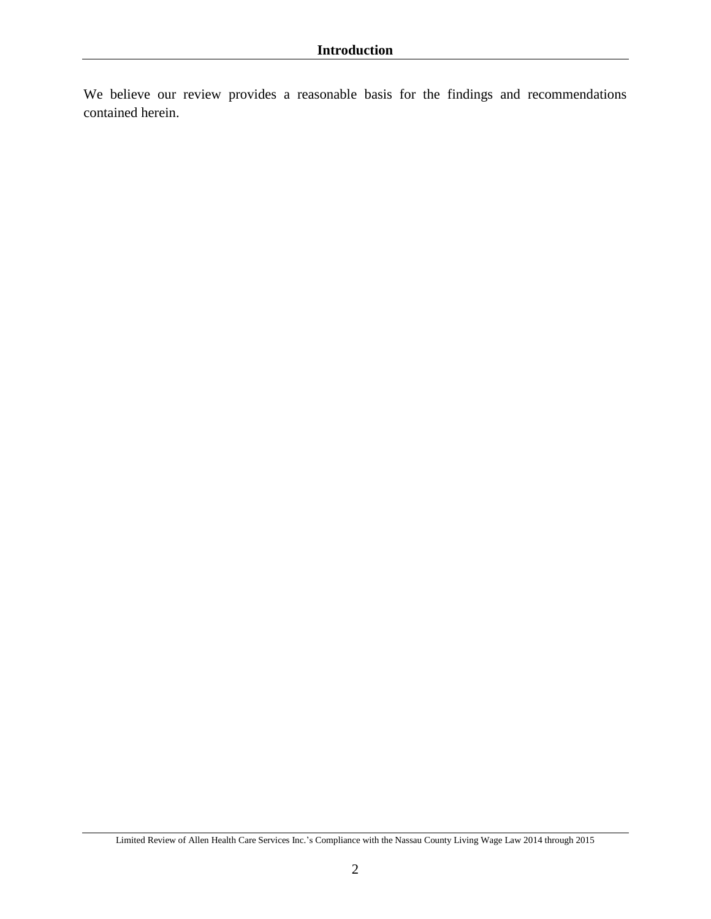We believe our review provides a reasonable basis for the findings and recommendations contained herein.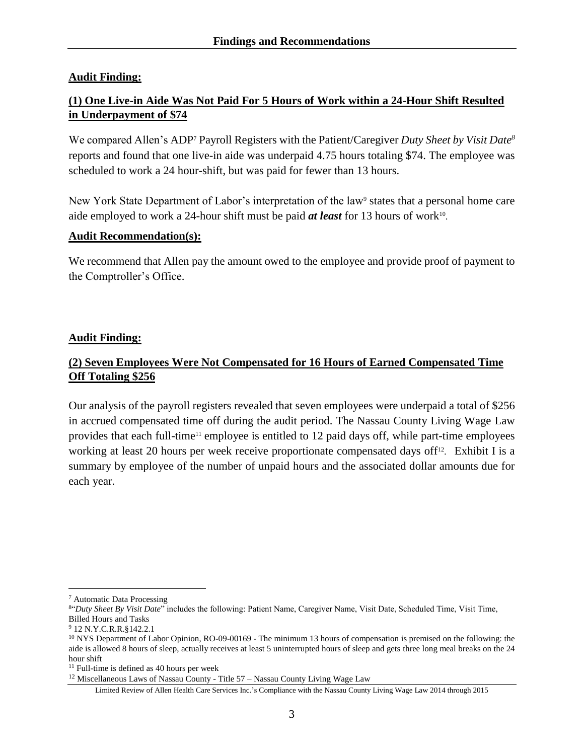## Audit Finding:

### (1) One Live-in Aide Was Not Paid For 5 Hours of Work within a 24-Hour Shift Resulted in Underpayment of $74

We compared Allen's ADP[7] Payroll Registers with the Patient/Caregiver *Duty Sheet by Visit Date*[8] reports and found that one live-in aide was underpaid 4.75 hours totaling $74. The employee was scheduled to work a 24 hour-shift, but was paid for fewer than 13 hours.

New York State Department of Labor's interpretation of the law[9] states that a personal home care aide employed to work a 24-hour shift must be paid ***at least*** for 13 hours of work[10].

## Audit Recommendation(s):

We recommend that Allen pay the amount owed to the employee and provide proof of payment to the Comptroller's Office.

## Audit Finding:

### (2) Seven Employees Were Not Compensated for 16 Hours of Earned Compensated Time Off Totaling $256

Our analysis of the payroll registers revealed that seven employees were underpaid a total of $256 in accrued compensated time off during the audit period. The Nassau County Living Wage Law provides that each full-time[11] employee is entitled to 12 paid days off, while part-time employees working at least 20 hours per week receive proportionate compensated days off[12]. Exhibit I is a summary by employee of the number of unpaid hours and the associated dollar amounts due for each year.

---

[7] Automatic Data Processing

[8] "*Duty Sheet By Visit Date*" includes the following: Patient Name, Caregiver Name, Visit Date, Scheduled Time, Visit Time, Billed Hours and Tasks

[9] 12 N.Y.C.R.R.§142.2.1

[10] NYS Department of Labor Opinion, RO-09-00169 - The minimum 13 hours of compensation is premised on the following: the aide is allowed 8 hours of sleep, actually receives at least 5 uninterrupted hours of sleep and gets three long meal breaks on the 24 hour shift

[11] Full-time is defined as 40 hours per week

[12] Miscellaneous Laws of Nassau County - Title 57 – Nassau County Living Wage Law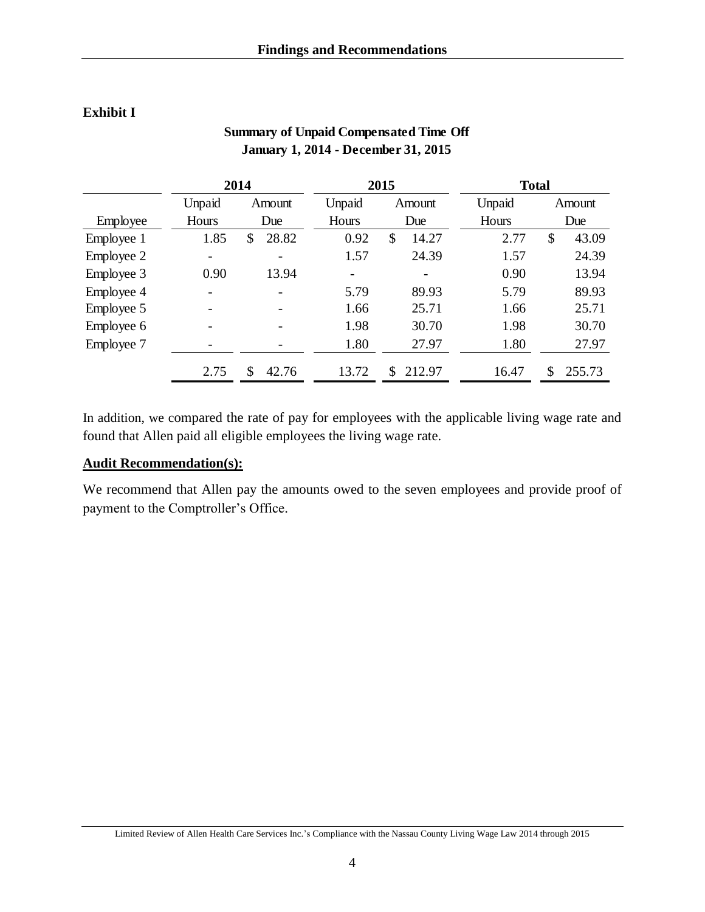**Exhibit I**

**Summary of Unpaid Compensated Time Off**
**January 1, 2014 - December 31, 2015**

| | 2014 | | 2015 | | Total | |
|---|---|---|---|---|---|---|
| Employee | Unpaid Hours | Amount Due | Unpaid Hours | Amount Due | Unpaid Hours | Amount Due |
| Employee 1 | 1.85 | $ 28.82 | 0.92 | $ 14.27 | 2.77 | $ 43.09 |
| Employee 2 | - | - | 1.57 | 24.39 | 1.57 | 24.39 |
| Employee 3 | 0.90 | 13.94 | - | - | 0.90 | 13.94 |
| Employee 4 | - | - | 5.79 | 89.93 | 5.79 | 89.93 |
| Employee 5 | - | - | 1.66 | 25.71 | 1.66 | 25.71 |
| Employee 6 | - | - | 1.98 | 30.70 | 1.98 | 30.70 |
| Employee 7 | - | - | 1.80 | 27.97 | 1.80 | 27.97 |
| | 2.75 | $ 42.76 | 13.72 | $ 212.97 | 16.47 | $ 255.73 |

In addition, we compared the rate of pay for employees with the applicable living wage rate and found that Allen paid all eligible employees the living wage rate.

**Audit Recommendation(s):**

We recommend that Allen pay the amounts owed to the seven employees and provide proof of payment to the Comptroller's Office.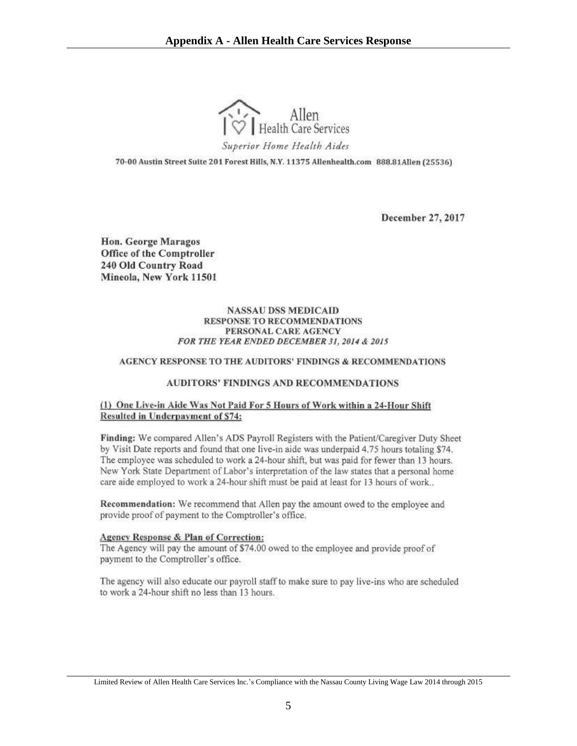# Appendix A - Allen Health Care Services Response

Allen
Health Care Services

*Superior Home Health Aides*

70-00 Austin Street Suite 201 Forest Hills, N.Y. 11375 Allenhealth.com 888.81Allen (25536)

**December 27, 2017**

**Hon. George Maragos**
**Office of the Comptroller**
**240 Old Country Road**
**Mineola, New York 11501**

**NASSAU DSS MEDICAID**
**RESPONSE TO RECOMMENDATIONS**
**PERSONAL CARE AGENCY**
***FOR THE YEAR ENDED DECEMBER 31, 2014 & 2015***

**AGENCY RESPONSE TO THE AUDITORS' FINDINGS & RECOMMENDATIONS**

**AUDITORS' FINDINGS AND RECOMMENDATIONS**

**(1) One Live-in Aide Was Not Paid For 5 Hours of Work within a 24-Hour Shift Resulted in Underpayment of $74:**

**Finding:** We compared Allen's ADS Payroll Registers with the Patient/Caregiver Duty Sheet by Visit Date reports and found that one live-in aide was underpaid 4.75 hours totaling $74. The employee was scheduled to work a 24-hour shift, but was paid for fewer than 13 hours. New York State Department of Labor's interpretation of the law states that a personal home care aide employed to work a 24-hour shift must be paid at least for 13 hours of work..

**Recommendation:** We recommend that Allen pay the amount owed to the employee and provide proof of payment to the Comptroller's office.

**Agency Response & Plan of Correction:**
The Agency will pay the amount of $74.00 owed to the employee and provide proof of payment to the Comptroller's office.

The agency will also educate our payroll staff to make sure to pay live-ins who are scheduled to work a 24-hour shift no less than 13 hours.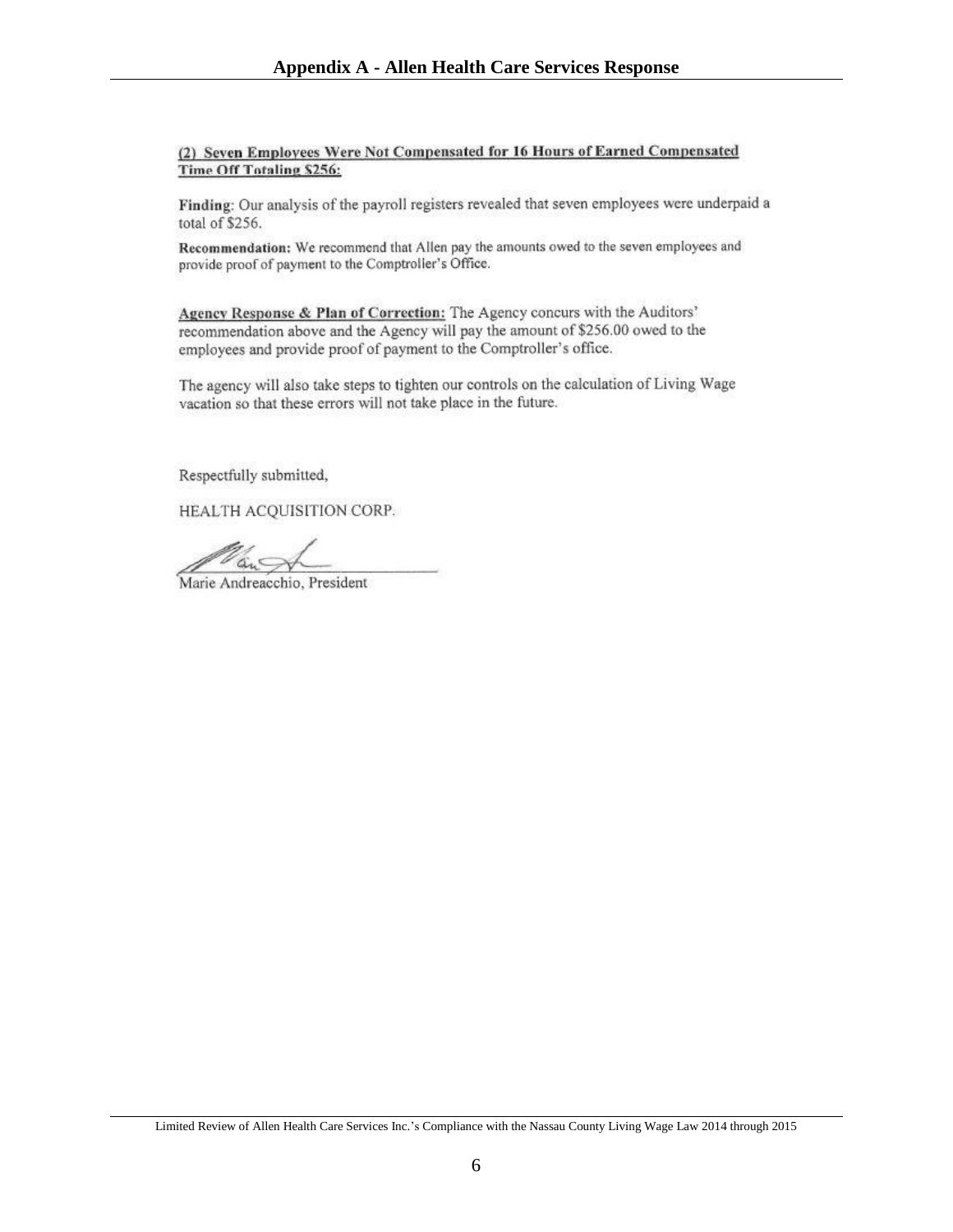## Appendix A - Allen Health Care Services Response

**(2) Seven Employees Were Not Compensated for 16 Hours of Earned Compensated Time Off Totaling $256:**

**Finding**: Our analysis of the payroll registers revealed that seven employees were underpaid a total of $256.

**Recommendation:** We recommend that Allen pay the amounts owed to the seven employees and provide proof of payment to the Comptroller's Office.

**Agency Response & Plan of Correction:** The Agency concurs with the Auditors' recommendation above and the Agency will pay the amount of $256.00 owed to the employees and provide proof of payment to the Comptroller's office.

The agency will also take steps to tighten our controls on the calculation of Living Wage vacation so that these errors will not take place in the future.

Respectfully submitted,

HEALTH ACQUISITION CORP.

Marie Andreacchio, President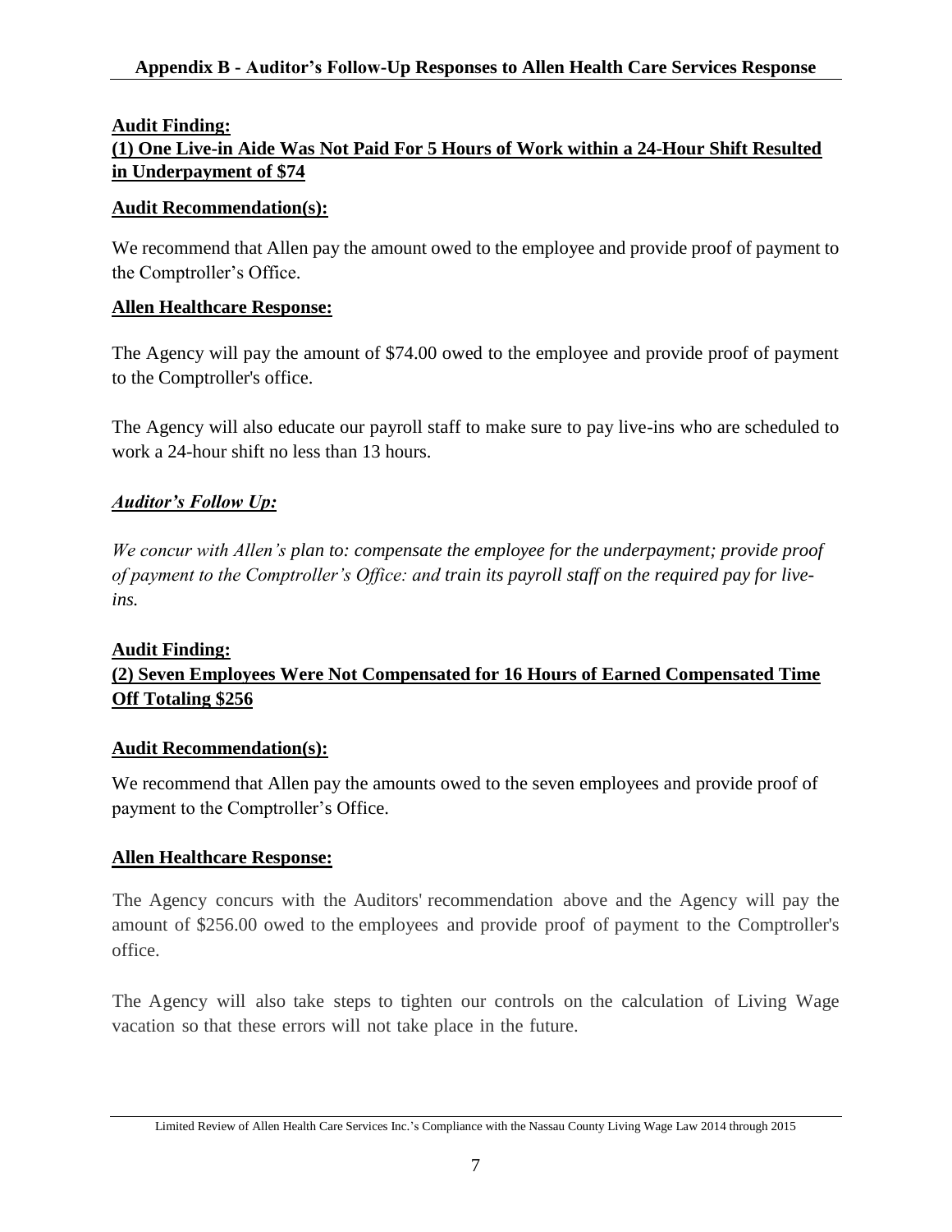## Appendix B - Auditor's Follow-Up Responses to Allen Health Care Services Response

**Audit Finding:**
**(1) One Live-in Aide Was Not Paid For 5 Hours of Work within a 24-Hour Shift Resulted in Underpayment of $74**

**Audit Recommendation(s):**

We recommend that Allen pay the amount owed to the employee and provide proof of payment to the Comptroller's Office.

**Allen Healthcare Response:**

The Agency will pay the amount of $74.00 owed to the employee and provide proof of payment to the Comptroller's office.

The Agency will also educate our payroll staff to make sure to pay live-ins who are scheduled to work a 24-hour shift no less than 13 hours.

***Auditor's Follow Up:***

*We concur with Allen's plan to: compensate the employee for the underpayment; provide proof of payment to the Comptroller's Office: and train its payroll staff on the required pay for live-ins.*

**Audit Finding:**
**(2) Seven Employees Were Not Compensated for 16 Hours of Earned Compensated Time Off Totaling $256**

**Audit Recommendation(s):**

We recommend that Allen pay the amounts owed to the seven employees and provide proof of payment to the Comptroller's Office.

**Allen Healthcare Response:**

The Agency concurs with the Auditors' recommendation above and the Agency will pay the amount of $256.00 owed to the employees and provide proof of payment to the Comptroller's office.

The Agency will also take steps to tighten our controls on the calculation of Living Wage vacation so that these errors will not take place in the future.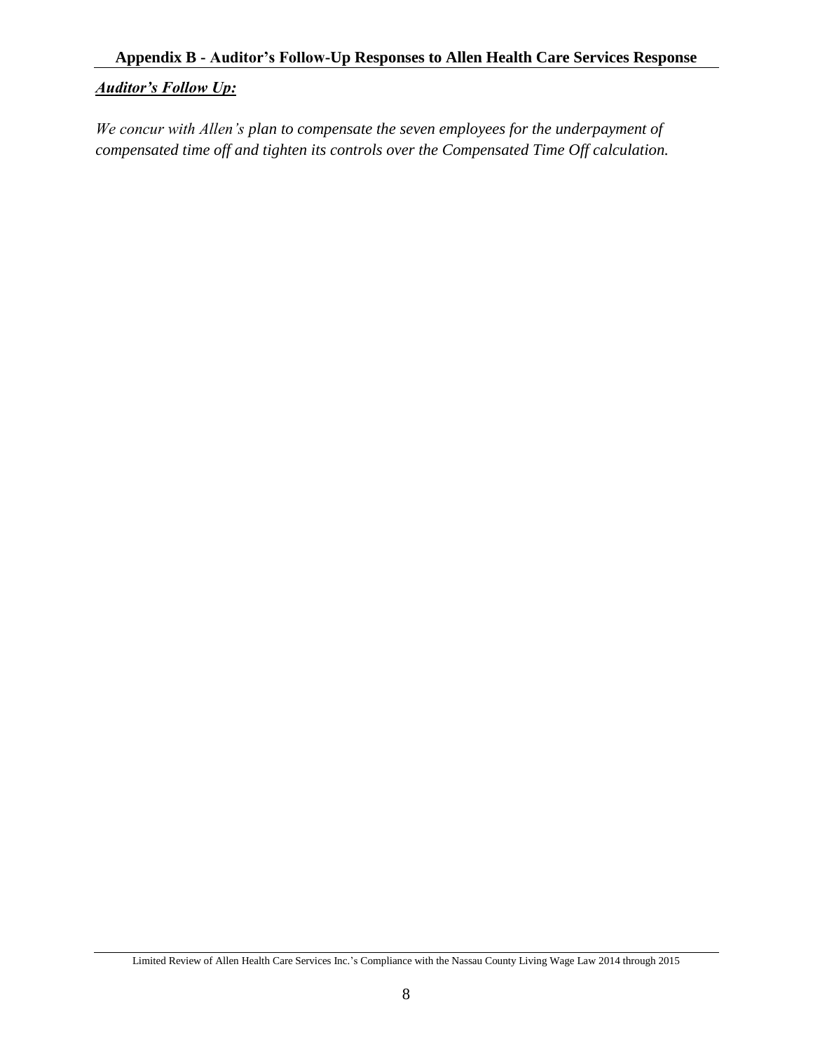## Appendix B - Auditor's Follow-Up Responses to Allen Health Care Services Response

***Auditor's Follow Up:***

*We concur with Allen's plan to compensate the seven employees for the underpayment of compensated time off and tighten its controls over the Compensated Time Off calculation.*